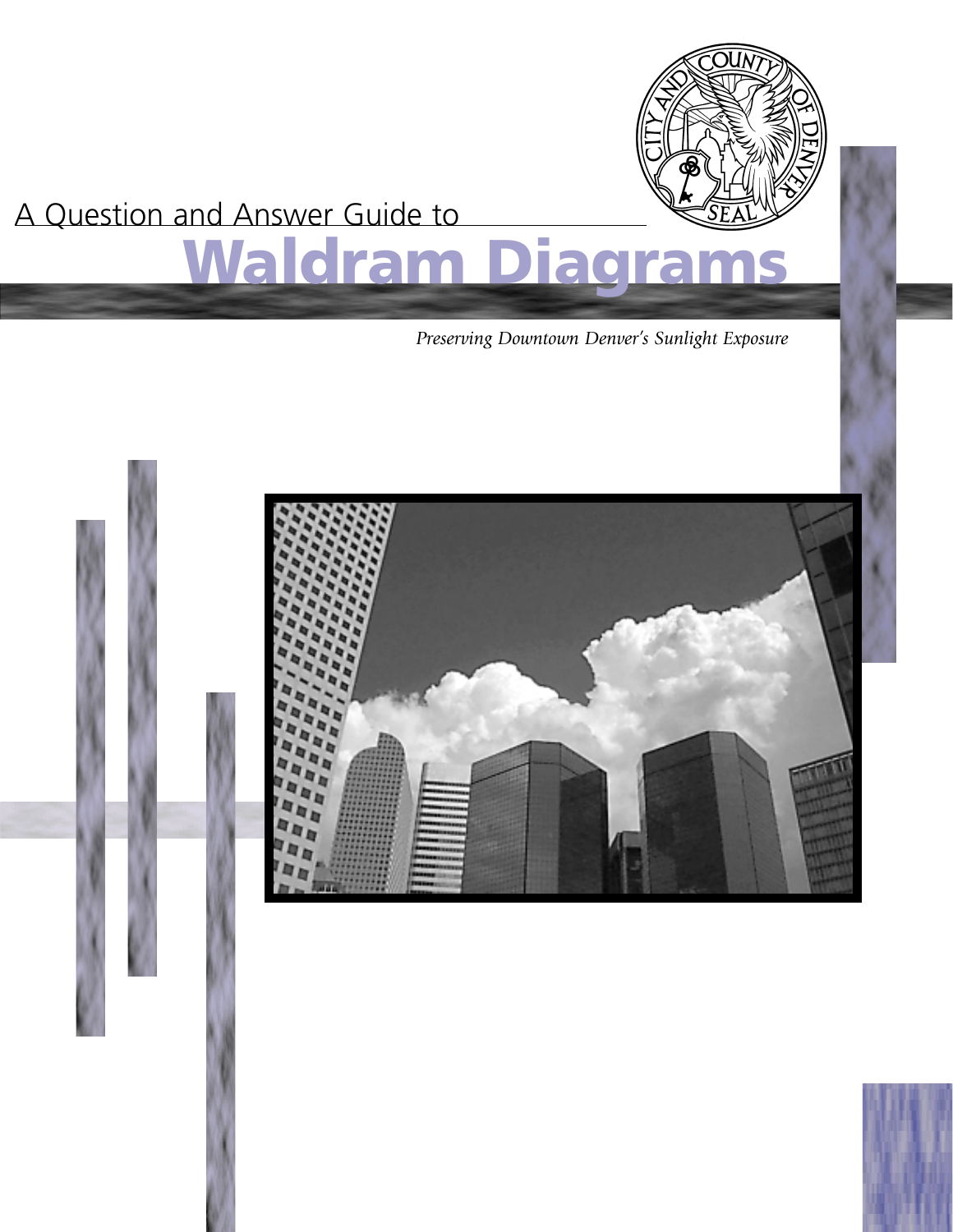A Question and Answer Guide to

# Waldram Diagrams

*Preserving Downtown Denver's Sunlight Exposure*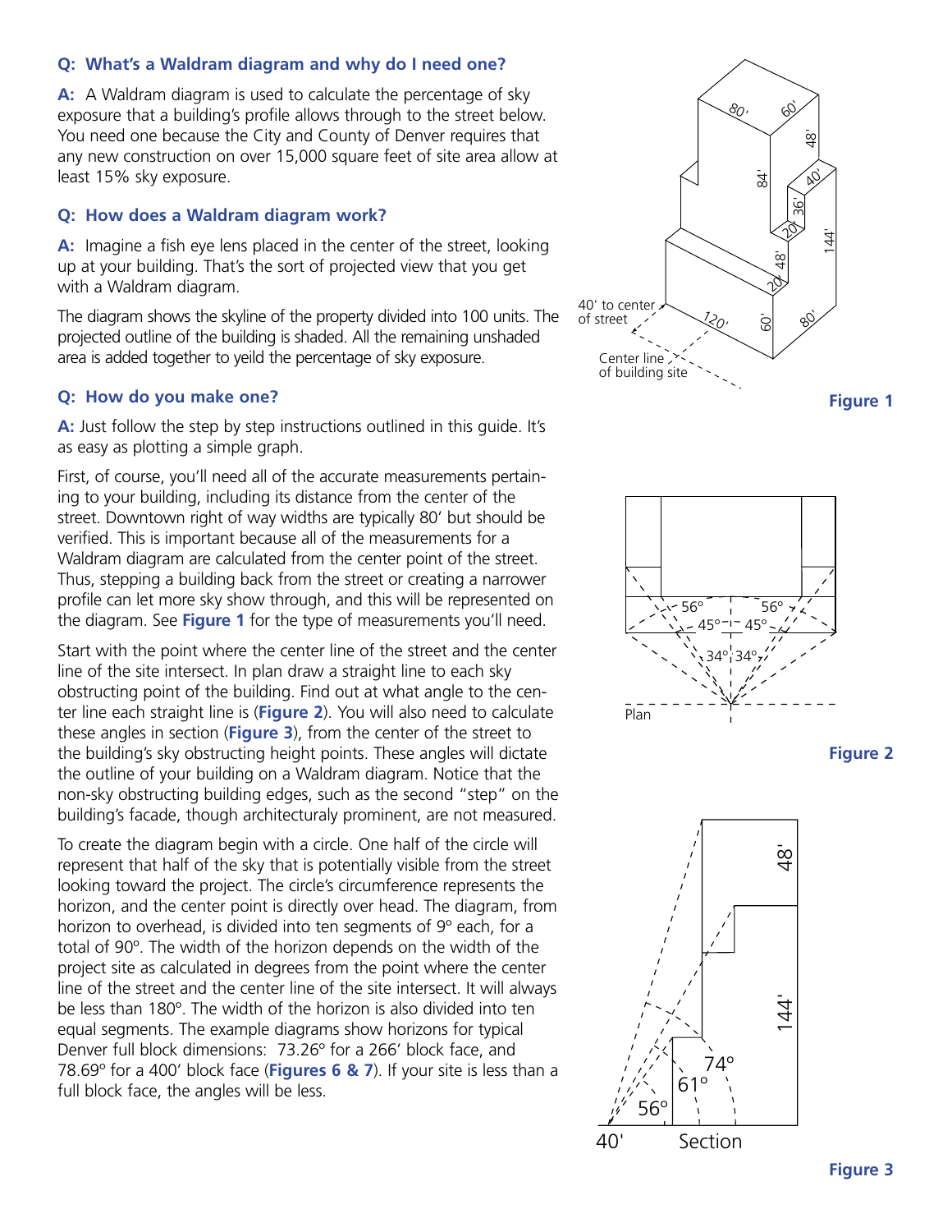## Q: What's a Waldram diagram and why do I need one?

**A:** A Waldram diagram is used to calculate the percentage of sky exposure that a building's profile allows through to the street below. You need one because the City and County of Denver requires that any new construction on over 15,000 square feet of site area allow at least 15% sky exposure.

## Q: How does a Waldram diagram work?

**A:** Imagine a fish eye lens placed in the center of the street, looking up at your building. That's the sort of projected view that you get with a Waldram diagram.

The diagram shows the skyline of the property divided into 100 units. The projected outline of the building is shaded. All the remaining unshaded area is added together to yeild the percentage of sky exposure.

## Q: How do you make one?

**A:** Just follow the step by step instructions outlined in this guide. It's as easy as plotting a simple graph.

First, of course, you'll need all of the accurate measurements pertaining to your building, including its distance from the center of the street. Downtown right of way widths are typically 80' but should be verified. This is important because all of the measurements for a Waldram diagram are calculated from the center point of the street. Thus, stepping a building back from the street or creating a narrower profile can let more sky show through, and this will be represented on the diagram. See **Figure 1** for the type of measurements you'll need.

Start with the point where the center line of the street and the center line of the site intersect. In plan draw a straight line to each sky obstructing point of the building. Find out at what angle to the center line each straight line is (**Figure 2**). You will also need to calculate these angles in section (**Figure 3**), from the center of the street to the building's sky obstructing height points. These angles will dictate the outline of your building on a Waldram diagram. Notice that the non-sky obstructing building edges, such as the second "step" on the building's facade, though architecturaly prominent, are not measured.

To create the diagram begin with a circle. One half of the circle will represent that half of the sky that is potentially visible from the street looking toward the project. The circle's circumference represents the horizon, and the center point is directly over head. The diagram, from horizon to overhead, is divided into ten segments of 9º each, for a total of 90º. The width of the horizon depends on the width of the project site as calculated in degrees from the point where the center line of the street and the center line of the site intersect. It will always be less than 180º. The width of the horizon is also divided into ten equal segments. The example diagrams show horizons for typical Denver full block dimensions: 73.26º for a 266' block face, and 78.69º for a 400' block face (**Figures 6 & 7**). If your site is less than a full block face, the angles will be less.

80'
60'
48'
84'
40'
36'
20'
144'
48'
20'
40' to center of street
120'
60'
80'
Center line of building site

**Figure 1**

56°
56°
45°
45°
34°
34°
Plan

**Figure 2**

48'
144'
74°
61°
56°
40'
Section

**Figure 3**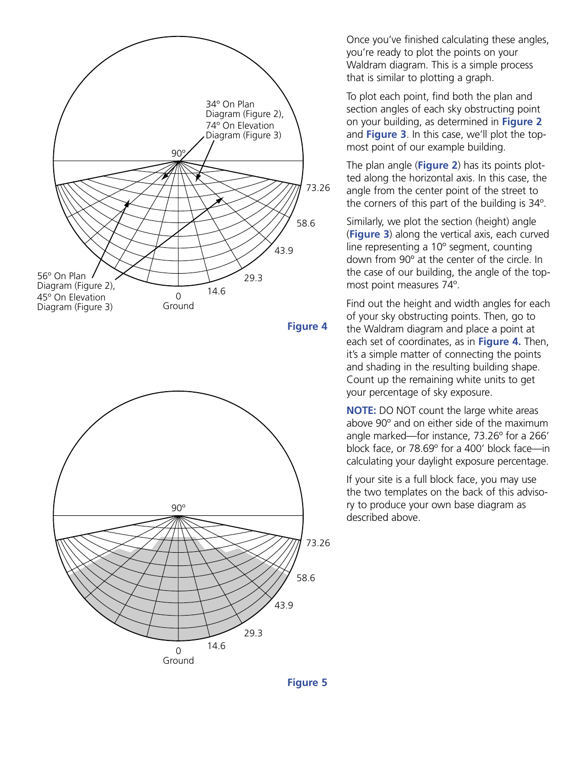34º On Plan Diagram (Figure 2), 74º On Elevation Diagram (Figure 3)

90º

73.26

58.6

43.9

29.3

14.6

0
Ground

56º On Plan Diagram (Figure 2), 45º On Elevation Diagram (Figure 3)

**Figure 4**

90º

73.26

58.6

43.9

29.3

14.6

0
Ground

**Figure 5**

Once you've finished calculating these angles, you're ready to plot the points on your Waldram diagram. This is a simple process that is similar to plotting a graph.

To plot each point, find both the plan and section angles of each sky obstructing point on your building, as determined in **Figure 2** and **Figure 3**. In this case, we'll plot the top-most point of our example building.

The plan angle (**Figure 2**) has its points plotted along the horizontal axis. In this case, the angle from the center point of the street to the corners of this part of the building is 34º.

Similarly, we plot the section (height) angle (**Figure 3**) along the vertical axis, each curved line representing a 10º segment, counting down from 90º at the center of the circle. In the case of our building, the angle of the top-most point measures 74º.

Find out the height and width angles for each of your sky obstructing points. Then, go to the Waldram diagram and place a point at each set of coordinates, as in **Figure 4.** Then, it's a simple matter of connecting the points and shading in the resulting building shape. Count up the remaining white units to get your percentage of sky exposure.

**NOTE:** DO NOT count the large white areas above 90º and on either side of the maximum angle marked—for instance, 73.26º for a 266' block face, or 78.69º for a 400' block face—in calculating your daylight exposure percentage.

If your site is a full block face, you may use the two templates on the back of this advisory to produce your own base diagram as described above.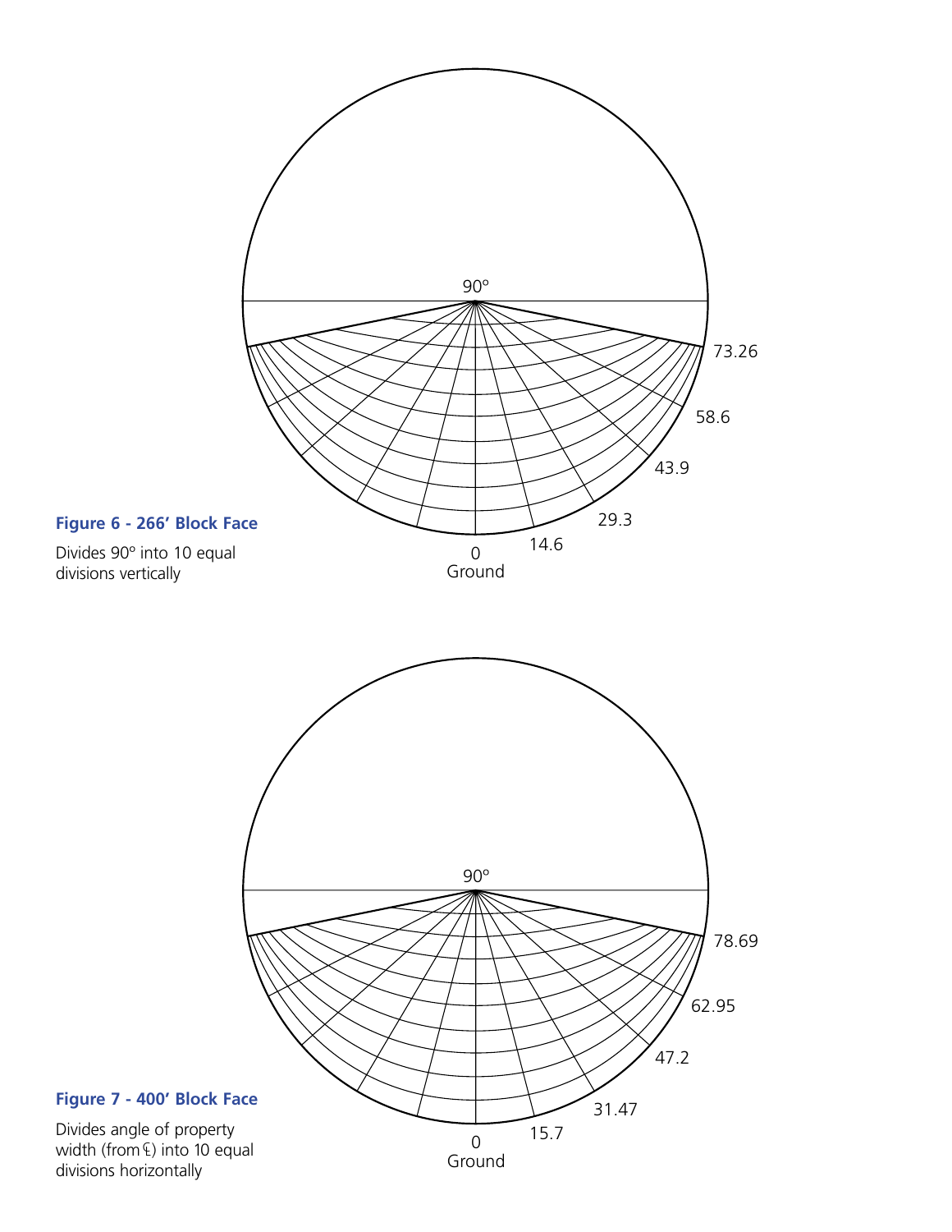90°

73.26

58.6

43.9

29.3

14.6

0
Ground

**Figure 6 - 266' Block Face**

Divides 90° into 10 equal divisions vertically

90°

78.69

62.95

47.2

31.47

15.7

0
Ground

**Figure 7 - 400' Block Face**

Divides angle of property width (from ℄) into 10 equal divisions horizontally